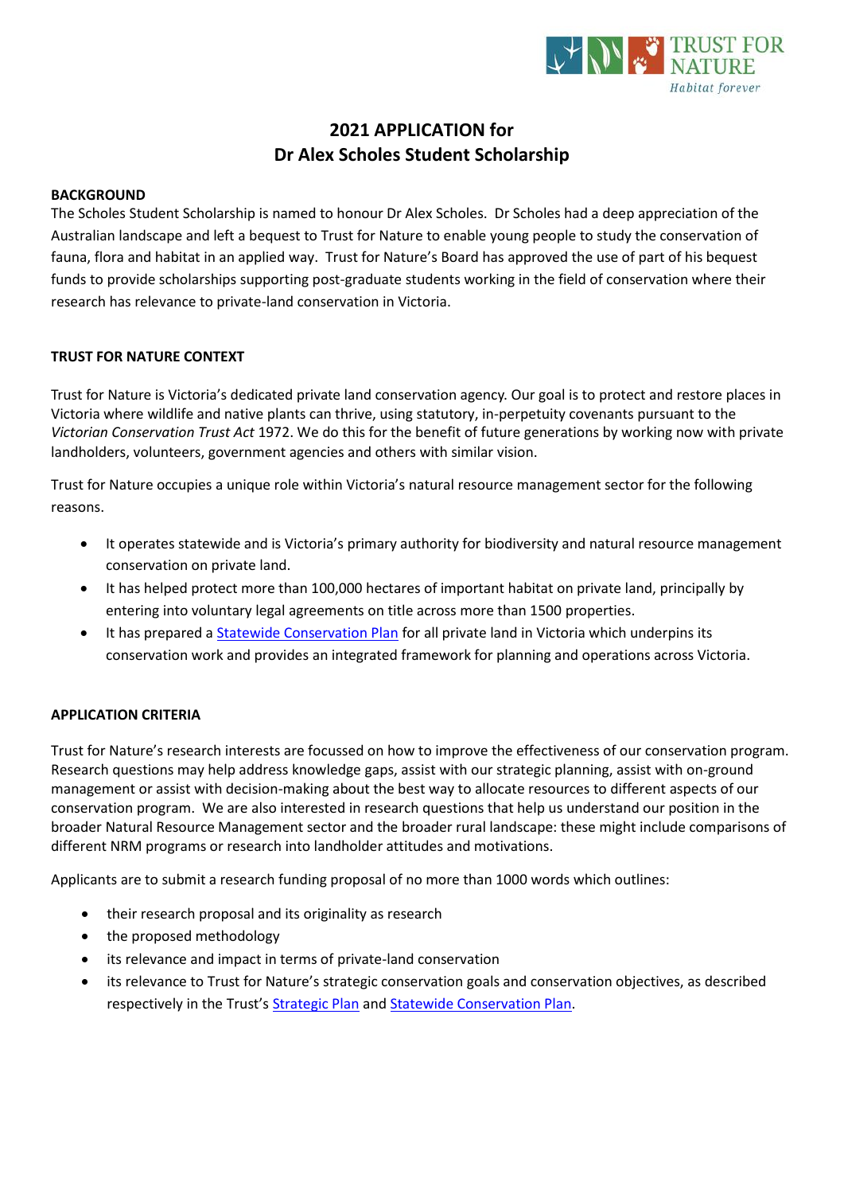# 2021 APPLICATION for Dr Alex Scholes Student Scholarship

## BACKGROUND

The Scholes Student Scholarship is named to honour Dr Alex Scholes. Dr Scholes had a deep appreciation of the Australian landscape and left a bequest to Trust for Nature to enable young people to study the conservation of fauna, flora and habitat in an applied way. Trust for Nature's Board has approved the use of part of his bequest funds to provide scholarships supporting post-graduate students working in the field of conservation where their research has relevance to private-land conservation in Victoria.

## TRUST FOR NATURE CONTEXT

Trust for Nature is Victoria's dedicated private land conservation agency. Our goal is to protect and restore places in Victoria where wildlife and native plants can thrive, using statutory, in-perpetuity covenants pursuant to the *Victorian Conservation Trust Act* 1972. We do this for the benefit of future generations by working now with private landholders, volunteers, government agencies and others with similar vision.

Trust for Nature occupies a unique role within Victoria's natural resource management sector for the following reasons.

- It operates statewide and is Victoria's primary authority for biodiversity and natural resource management conservation on private land.
- It has helped protect more than 100,000 hectares of important habitat on private land, principally by entering into voluntary legal agreements on title across more than 1500 properties.
- It has prepared a Statewide Conservation Plan for all private land in Victoria which underpins its conservation work and provides an integrated framework for planning and operations across Victoria.

## APPLICATION CRITERIA

Trust for Nature's research interests are focussed on how to improve the effectiveness of our conservation program. Research questions may help address knowledge gaps, assist with our strategic planning, assist with on-ground management or assist with decision-making about the best way to allocate resources to different aspects of our conservation program. We are also interested in research questions that help us understand our position in the broader Natural Resource Management sector and the broader rural landscape: these might include comparisons of different NRM programs or research into landholder attitudes and motivations.

Applicants are to submit a research funding proposal of no more than 1000 words which outlines:

- their research proposal and its originality as research
- the proposed methodology
- its relevance and impact in terms of private-land conservation
- its relevance to Trust for Nature's strategic conservation goals and conservation objectives, as described respectively in the Trust's Strategic Plan and Statewide Conservation Plan.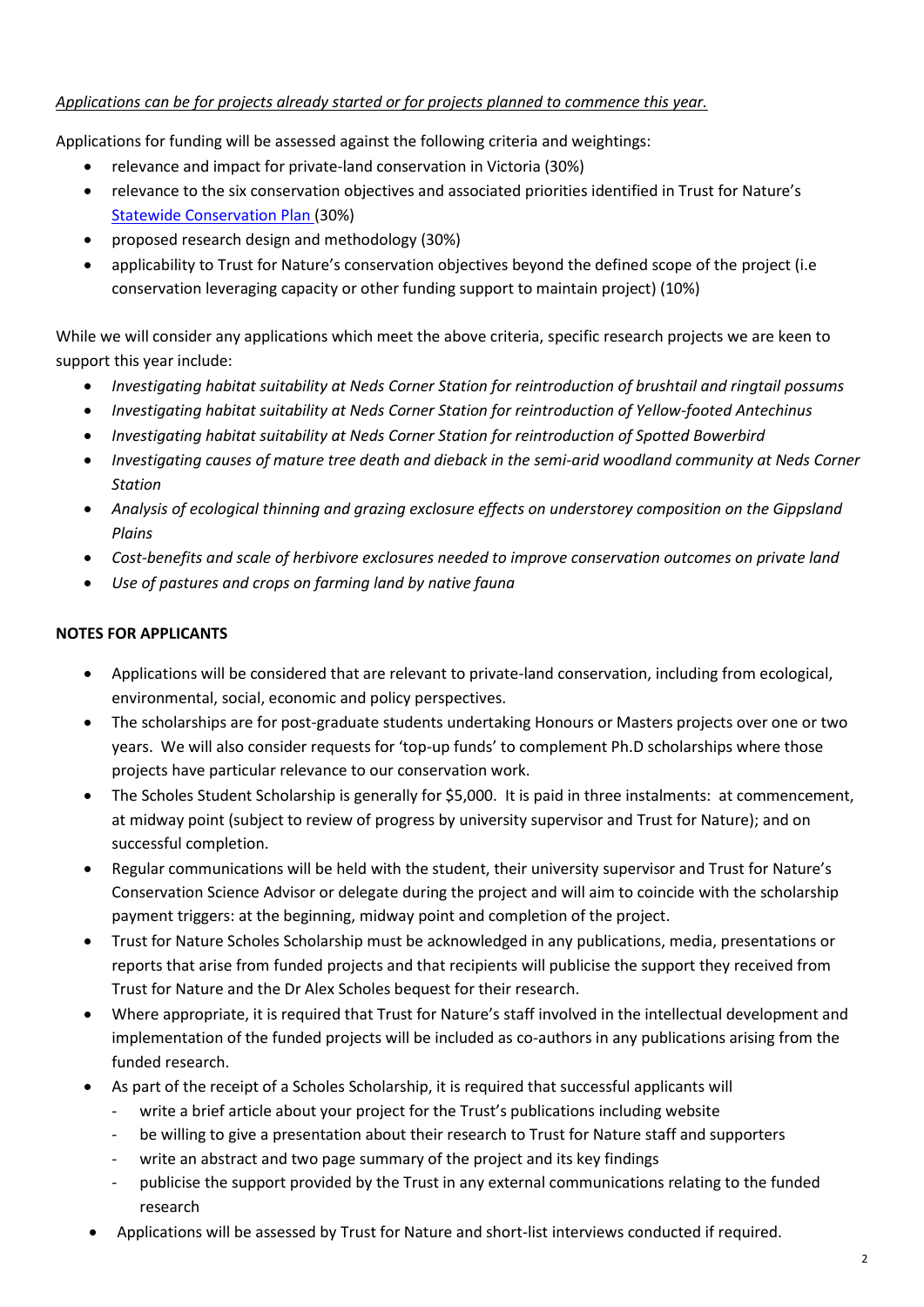*Applications can be for projects already started or for projects planned to commence this year.*

Applications for funding will be assessed against the following criteria and weightings:

- relevance and impact for private-land conservation in Victoria (30%)
- relevance to the six conservation objectives and associated priorities identified in Trust for Nature's Statewide Conservation Plan (30%)
- proposed research design and methodology (30%)
- applicability to Trust for Nature's conservation objectives beyond the defined scope of the project (i.e conservation leveraging capacity or other funding support to maintain project) (10%)

While we will consider any applications which meet the above criteria, specific research projects we are keen to support this year include:

- *Investigating habitat suitability at Neds Corner Station for reintroduction of brushtail and ringtail possums*
- *Investigating habitat suitability at Neds Corner Station for reintroduction of Yellow-footed Antechinus*
- *Investigating habitat suitability at Neds Corner Station for reintroduction of Spotted Bowerbird*
- *Investigating causes of mature tree death and dieback in the semi-arid woodland community at Neds Corner Station*
- *Analysis of ecological thinning and grazing exclosure effects on understorey composition on the Gippsland Plains*
- *Cost-benefits and scale of herbivore exclosures needed to improve conservation outcomes on private land*
- *Use of pastures and crops on farming land by native fauna*

**NOTES FOR APPLICANTS**

- Applications will be considered that are relevant to private-land conservation, including from ecological, environmental, social, economic and policy perspectives.
- The scholarships are for post-graduate students undertaking Honours or Masters projects over one or two years. We will also consider requests for 'top-up funds' to complement Ph.D scholarships where those projects have particular relevance to our conservation work.
- The Scholes Student Scholarship is generally for $5,000. It is paid in three instalments: at commencement, at midway point (subject to review of progress by university supervisor and Trust for Nature); and on successful completion.
- Regular communications will be held with the student, their university supervisor and Trust for Nature's Conservation Science Advisor or delegate during the project and will aim to coincide with the scholarship payment triggers: at the beginning, midway point and completion of the project.
- Trust for Nature Scholes Scholarship must be acknowledged in any publications, media, presentations or reports that arise from funded projects and that recipients will publicise the support they received from Trust for Nature and the Dr Alex Scholes bequest for their research.
- Where appropriate, it is required that Trust for Nature's staff involved in the intellectual development and implementation of the funded projects will be included as co-authors in any publications arising from the funded research.
- As part of the receipt of a Scholes Scholarship, it is required that successful applicants will
  - write a brief article about your project for the Trust's publications including website
  - be willing to give a presentation about their research to Trust for Nature staff and supporters
  - write an abstract and two page summary of the project and its key findings
  - publicise the support provided by the Trust in any external communications relating to the funded research
- Applications will be assessed by Trust for Nature and short-list interviews conducted if required.